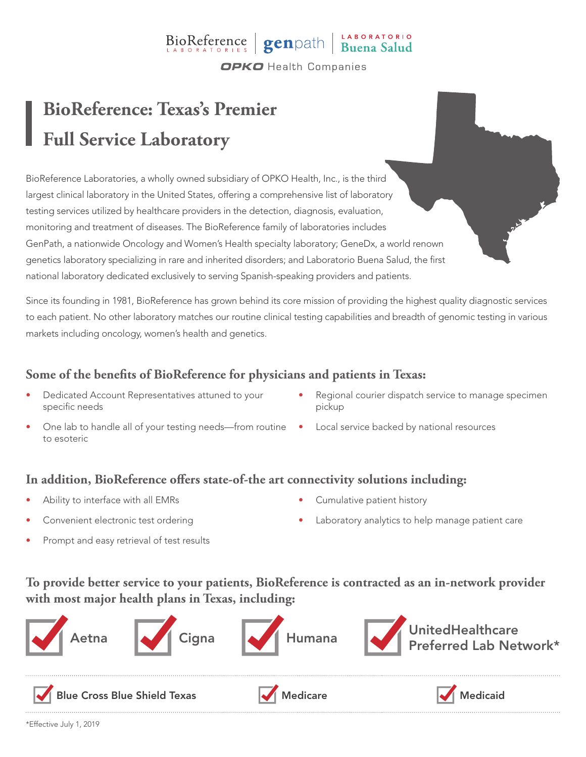BioReference LABORATORIES | genpath | LABORATORIO Buena Salud

OPKO Health Companies

# BioReference: Texas's Premier Full Service Laboratory

BioReference Laboratories, a wholly owned subsidiary of OPKO Health, Inc., is the third largest clinical laboratory in the United States, offering a comprehensive list of laboratory testing services utilized by healthcare providers in the detection, diagnosis, evaluation, monitoring and treatment of diseases. The BioReference family of laboratories includes GenPath, a nationwide Oncology and Women's Health specialty laboratory; GeneDx, a world renown genetics laboratory specializing in rare and inherited disorders; and Laboratorio Buena Salud, the first national laboratory dedicated exclusively to serving Spanish-speaking providers and patients.

Since its founding in 1981, BioReference has grown behind its core mission of providing the highest quality diagnostic services to each patient. No other laboratory matches our routine clinical testing capabilities and breadth of genomic testing in various markets including oncology, women's health and genetics.

## Some of the benefits of BioReference for physicians and patients in Texas:

- Dedicated Account Representatives attuned to your specific needs
- One lab to handle all of your testing needs—from routine to esoteric
- Regional courier dispatch service to manage specimen pickup
- Local service backed by national resources

## In addition, BioReference offers state-of-the art connectivity solutions including:

- Ability to interface with all EMRs
- Convenient electronic test ordering
- Prompt and easy retrieval of test results
- Cumulative patient history
- Laboratory analytics to help manage patient care

## To provide better service to your patients, BioReference is contracted as an in-network provider with most major health plans in Texas, including:

- ✓ Aetna
- ✓ Cigna
- ✓ Humana
- ✓ UnitedHealthcare Preferred Lab Network*
- ✓ Blue Cross Blue Shield Texas
- ✓ Medicare
- ✓ Medicaid

*Effective July 1, 2019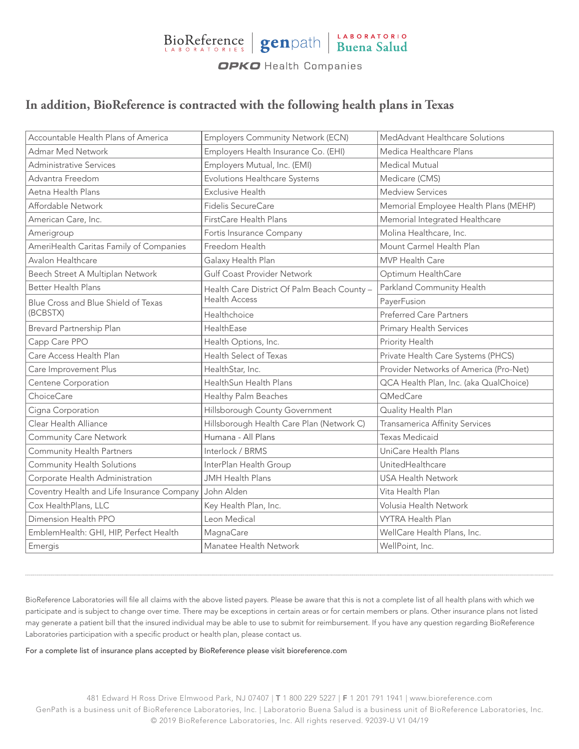BioReference LABORATORIES | genpath | LABORATORIO Buena Salud

OPKO Health Companies

## In addition, BioReference is contracted with the following health plans in Texas

| | | |
|---|---|---|
| Accountable Health Plans of America | Employers Community Network (ECN) | MedAdvant Healthcare Solutions |
| Admar Med Network | Employers Health Insurance Co. (EHI) | Medica Healthcare Plans |
| Administrative Services | Employers Mutual, Inc. (EMI) | Medical Mutual |
| Advantra Freedom | Evolutions Healthcare Systems | Medicare (CMS) |
| Aetna Health Plans | Exclusive Health | Medview Services |
| Affordable Network | Fidelis SecureCare | Memorial Employee Health Plans (MEHP) |
| American Care, Inc. | FirstCare Health Plans | Memorial Integrated Healthcare |
| Amerigroup | Fortis Insurance Company | Molina Healthcare, Inc. |
| AmeriHealth Caritas Family of Companies | Freedom Health | Mount Carmel Health Plan |
| Avalon Healthcare | Galaxy Health Plan | MVP Health Care |
| Beech Street A Multiplan Network | Gulf Coast Provider Network | Optimum HealthCare |
| Better Health Plans | Health Care District Of Palm Beach County – Health Access | Parkland Community Health |
| Blue Cross and Blue Shield of Texas (BCBSTX) | | PayerFusion |
| | Healthchoice | Preferred Care Partners |
| Brevard Partnership Plan | HealthEase | Primary Health Services |
| Capp Care PPO | Health Options, Inc. | Priority Health |
| Care Access Health Plan | Health Select of Texas | Private Health Care Systems (PHCS) |
| Care Improvement Plus | HealthStar, Inc. | Provider Networks of America (Pro-Net) |
| Centene Corporation | HealthSun Health Plans | QCA Health Plan, Inc. (aka QualChoice) |
| ChoiceCare | Healthy Palm Beaches | QMedCare |
| Cigna Corporation | Hillsborough County Government | Quality Health Plan |
| Clear Health Alliance | Hillsborough Health Care Plan (Network C) | Transamerica Affinity Services |
| Community Care Network | Humana - All Plans | Texas Medicaid |
| Community Health Partners | Interlock / BRMS | UniCare Health Plans |
| Community Health Solutions | InterPlan Health Group | UnitedHealthcare |
| Corporate Health Administration | JMH Health Plans | USA Health Network |
| Coventry Health and Life Insurance Company | John Alden | Vita Health Plan |
| Cox HealthPlans, LLC | Key Health Plan, Inc. | Volusia Health Network |
| Dimension Health PPO | Leon Medical | VYTRA Health Plan |
| EmblemHealth: GHI, HIP, Perfect Health | MagnaCare | WellCare Health Plans, Inc. |
| Emergis | Manatee Health Network | WellPoint, Inc. |

BioReference Laboratories will file all claims with the above listed payers. Please be aware that this is not a complete list of all health plans with which we participate and is subject to change over time. There may be exceptions in certain areas or for certain members or plans. Other insurance plans not listed may generate a patient bill that the insured individual may be able to use to submit for reimbursement. If you have any question regarding BioReference Laboratories participation with a specific product or health plan, please contact us.

For a complete list of insurance plans accepted by BioReference please visit bioreference.com

481 Edward H Ross Drive Elmwood Park, NJ 07407 | T 1 800 229 5227 | F 1 201 791 1941 | www.bioreference.com

GenPath is a business unit of BioReference Laboratories, Inc. | Laboratorio Buena Salud is a business unit of BioReference Laboratories, Inc.

© 2019 BioReference Laboratories, Inc. All rights reserved. 92039-U V1 04/19